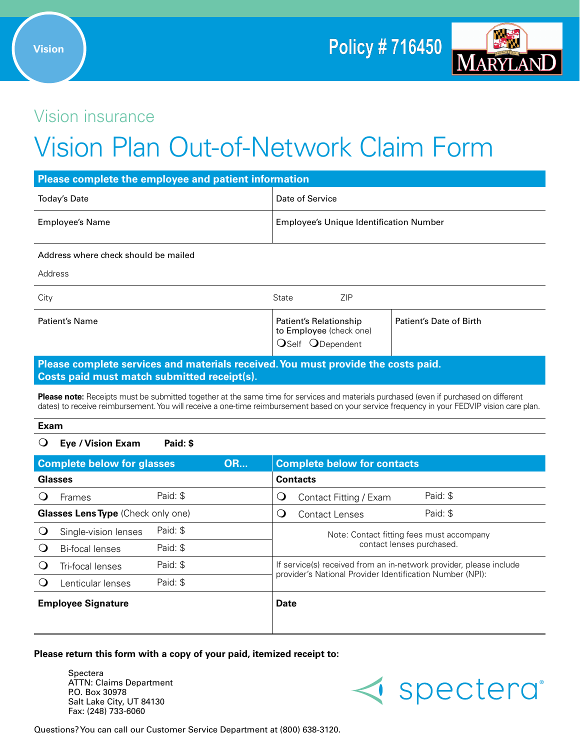Vision

Policy # 716450

MARYLAND

## Vision insurance

# Vision Plan Out-of-Network Claim Form

**Please complete the employee and patient information**

| | | |
|---|---|---|
| Today's Date | Date of Service | |
| Employee's Name | Employee's Unique Identification Number | |
| Address where check should be mailed<br>Address | | |
| City | State ZIP | |
| Patient's Name | Patient's Relationship to Employee (check one)<br>❍ Self ❍ Dependent | Patient's Date of Birth |

**Please complete services and materials received. You must provide the costs paid. Costs paid must match submitted receipt(s).**

**Please note:** Receipts must be submitted together at the same time for services and materials purchased (even if purchased on different dates) to receive reimbursement. You will receive a one-time reimbursement based on your service frequency in your FEDVIP vision care plan.

**Exam**

❍ **Eye / Vision Exam** **Paid: $**

| **Complete below for glasses OR...** | | **Complete below for contacts** | |
|---|---|---|---|
| **Glasses** | | **Contacts** | |
| ❍ Frames | Paid: $ | ❍ Contact Fitting / Exam | Paid: $ |
| **Glasses Lens Type** (Check only one) | | ❍ Contact Lenses | Paid: $ |
| ❍ Single-vision lenses | Paid: $ | Note: Contact fitting fees must accompany contact lenses purchased. | |
| ❍ Bi-focal lenses | Paid: $ | | |
| ❍ Tri-focal lenses | Paid: $ | If service(s) received from an in-network provider, please include provider's National Provider Identification Number (NPI): | |
| ❍ Lenticular lenses | Paid: $ | | |
| **Employee Signature** | | **Date** | |

**Please return this form with a copy of your paid, itemized receipt to:**

Spectera
ATTN: Claims Department
P.O. Box 30978
Salt Lake City, UT 84130
Fax: (248) 733-6060

spectera®

Questions? You can call our Customer Service Department at (800) 638-3120.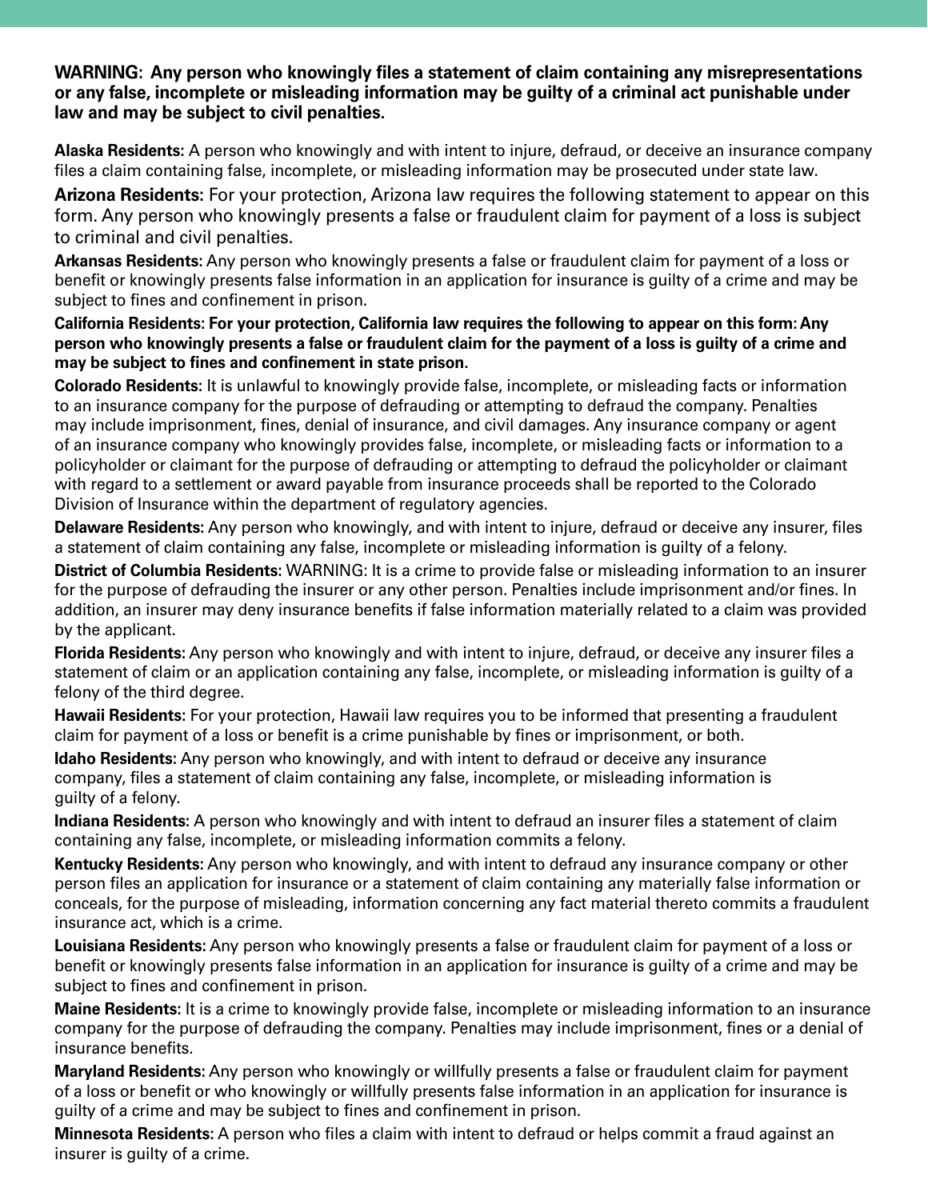**WARNING: Any person who knowingly files a statement of claim containing any misrepresentations or any false, incomplete or misleading information may be guilty of a criminal act punishable under law and may be subject to civil penalties.**

**Alaska Residents:** A person who knowingly and with intent to injure, defraud, or deceive an insurance company files a claim containing false, incomplete, or misleading information may be prosecuted under state law.

**Arizona Residents:** For your protection, Arizona law requires the following statement to appear on this form. Any person who knowingly presents a false or fraudulent claim for payment of a loss is subject to criminal and civil penalties.

**Arkansas Residents:** Any person who knowingly presents a false or fraudulent claim for payment of a loss or benefit or knowingly presents false information in an application for insurance is guilty of a crime and may be subject to fines and confinement in prison.

**California Residents: For your protection, California law requires the following to appear on this form: Any person who knowingly presents a false or fraudulent claim for the payment of a loss is guilty of a crime and may be subject to fines and confinement in state prison.**

**Colorado Residents:** It is unlawful to knowingly provide false, incomplete, or misleading facts or information to an insurance company for the purpose of defrauding or attempting to defraud the company. Penalties may include imprisonment, fines, denial of insurance, and civil damages. Any insurance company or agent of an insurance company who knowingly provides false, incomplete, or misleading facts or information to a policyholder or claimant for the purpose of defrauding or attempting to defraud the policyholder or claimant with regard to a settlement or award payable from insurance proceeds shall be reported to the Colorado Division of Insurance within the department of regulatory agencies.

**Delaware Residents:** Any person who knowingly, and with intent to injure, defraud or deceive any insurer, files a statement of claim containing any false, incomplete or misleading information is guilty of a felony.

**District of Columbia Residents:** WARNING: It is a crime to provide false or misleading information to an insurer for the purpose of defrauding the insurer or any other person. Penalties include imprisonment and/or fines. In addition, an insurer may deny insurance benefits if false information materially related to a claim was provided by the applicant.

**Florida Residents:** Any person who knowingly and with intent to injure, defraud, or deceive any insurer files a statement of claim or an application containing any false, incomplete, or misleading information is guilty of a felony of the third degree.

**Hawaii Residents:** For your protection, Hawaii law requires you to be informed that presenting a fraudulent claim for payment of a loss or benefit is a crime punishable by fines or imprisonment, or both.

**Idaho Residents:** Any person who knowingly, and with intent to defraud or deceive any insurance company, files a statement of claim containing any false, incomplete, or misleading information is guilty of a felony.

**Indiana Residents:** A person who knowingly and with intent to defraud an insurer files a statement of claim containing any false, incomplete, or misleading information commits a felony.

**Kentucky Residents:** Any person who knowingly, and with intent to defraud any insurance company or other person files an application for insurance or a statement of claim containing any materially false information or conceals, for the purpose of misleading, information concerning any fact material thereto commits a fraudulent insurance act, which is a crime.

**Louisiana Residents:** Any person who knowingly presents a false or fraudulent claim for payment of a loss or benefit or knowingly presents false information in an application for insurance is guilty of a crime and may be subject to fines and confinement in prison.

**Maine Residents:** It is a crime to knowingly provide false, incomplete or misleading information to an insurance company for the purpose of defrauding the company. Penalties may include imprisonment, fines or a denial of insurance benefits.

**Maryland Residents:** Any person who knowingly or willfully presents a false or fraudulent claim for payment of a loss or benefit or who knowingly or willfully presents false information in an application for insurance is guilty of a crime and may be subject to fines and confinement in prison.

**Minnesota Residents:** A person who files a claim with intent to defraud or helps commit a fraud against an insurer is guilty of a crime.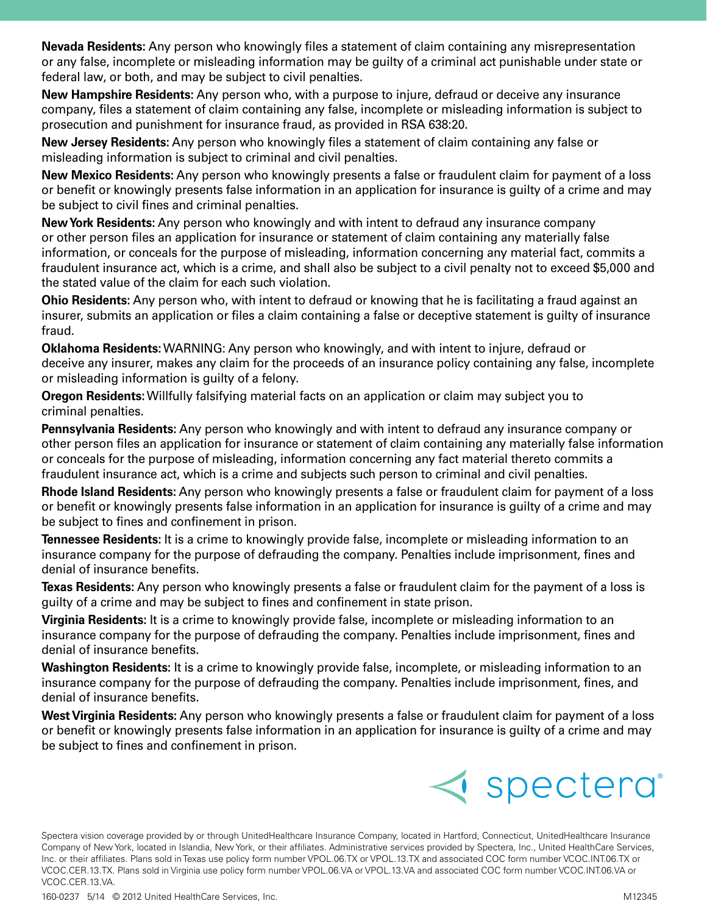**Nevada Residents:** Any person who knowingly files a statement of claim containing any misrepresentation or any false, incomplete or misleading information may be guilty of a criminal act punishable under state or federal law, or both, and may be subject to civil penalties.

**New Hampshire Residents:** Any person who, with a purpose to injure, defraud or deceive any insurance company, files a statement of claim containing any false, incomplete or misleading information is subject to prosecution and punishment for insurance fraud, as provided in RSA 638:20.

**New Jersey Residents:** Any person who knowingly files a statement of claim containing any false or misleading information is subject to criminal and civil penalties.

**New Mexico Residents:** Any person who knowingly presents a false or fraudulent claim for payment of a loss or benefit or knowingly presents false information in an application for insurance is guilty of a crime and may be subject to civil fines and criminal penalties.

**New York Residents:** Any person who knowingly and with intent to defraud any insurance company or other person files an application for insurance or statement of claim containing any materially false information, or conceals for the purpose of misleading, information concerning any material fact, commits a fraudulent insurance act, which is a crime, and shall also be subject to a civil penalty not to exceed $5,000 and the stated value of the claim for each such violation.

**Ohio Residents:** Any person who, with intent to defraud or knowing that he is facilitating a fraud against an insurer, submits an application or files a claim containing a false or deceptive statement is guilty of insurance fraud.

**Oklahoma Residents:** WARNING: Any person who knowingly, and with intent to injure, defraud or deceive any insurer, makes any claim for the proceeds of an insurance policy containing any false, incomplete or misleading information is guilty of a felony.

**Oregon Residents:** Willfully falsifying material facts on an application or claim may subject you to criminal penalties.

**Pennsylvania Residents:** Any person who knowingly and with intent to defraud any insurance company or other person files an application for insurance or statement of claim containing any materially false information or conceals for the purpose of misleading, information concerning any fact material thereto commits a fraudulent insurance act, which is a crime and subjects such person to criminal and civil penalties.

**Rhode Island Residents:** Any person who knowingly presents a false or fraudulent claim for payment of a loss or benefit or knowingly presents false information in an application for insurance is guilty of a crime and may be subject to fines and confinement in prison.

**Tennessee Residents:** It is a crime to knowingly provide false, incomplete or misleading information to an insurance company for the purpose of defrauding the company. Penalties include imprisonment, fines and denial of insurance benefits.

**Texas Residents:** Any person who knowingly presents a false or fraudulent claim for the payment of a loss is guilty of a crime and may be subject to fines and confinement in state prison.

**Virginia Residents:** It is a crime to knowingly provide false, incomplete or misleading information to an insurance company for the purpose of defrauding the company. Penalties include imprisonment, fines and denial of insurance benefits.

**Washington Residents:** It is a crime to knowingly provide false, incomplete, or misleading information to an insurance company for the purpose of defrauding the company. Penalties include imprisonment, fines, and denial of insurance benefits.

**West Virginia Residents:** Any person who knowingly presents a false or fraudulent claim for payment of a loss or benefit or knowingly presents false information in an application for insurance is guilty of a crime and may be subject to fines and confinement in prison.

spectera®

Spectera vision coverage provided by or through UnitedHealthcare Insurance Company, located in Hartford, Connecticut, UnitedHealthcare Insurance Company of New York, located in Islandia, New York, or their affiliates. Administrative services provided by Spectera, Inc., United HealthCare Services, Inc. or their affiliates. Plans sold in Texas use policy form number VPOL.06.TX or VPOL.13.TX and associated COC form number VCOC.INT.06.TX or VCOC.CER.13.TX. Plans sold in Virginia use policy form number VPOL.06.VA or VPOL.13.VA and associated COC form number VCOC.INT.06.VA or VCOC.CER.13.VA.

160-0237 5/14 © 2012 United HealthCare Services, Inc. M12345